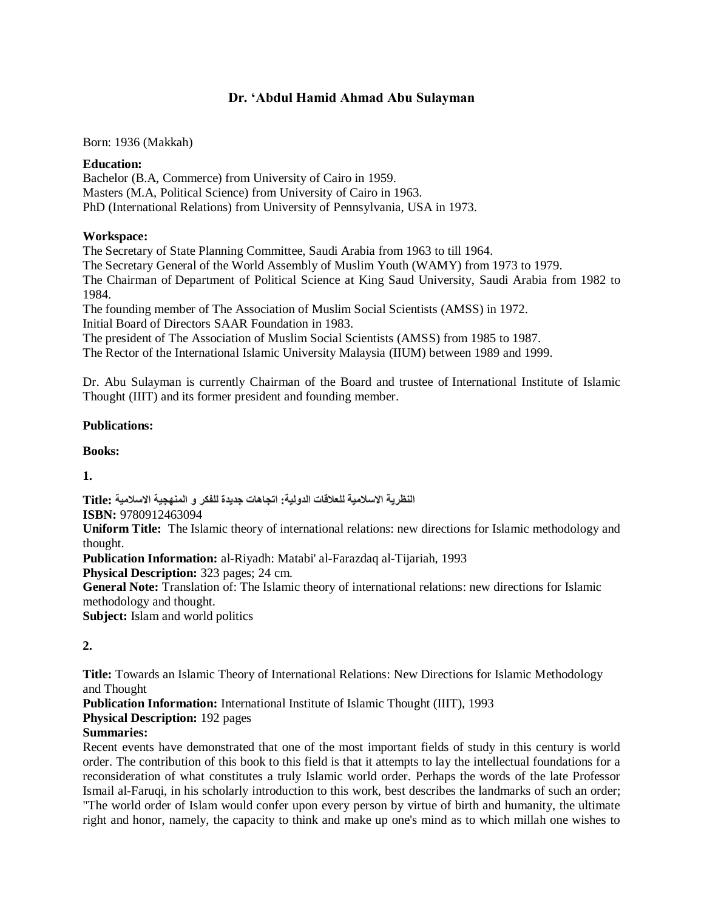# Dr. 'Abdul Hamid Ahmad Abu Sulayman

Born: 1936 (Makkah)

**Education:**
Bachelor (B.A, Commerce) from University of Cairo in 1959.
Masters (M.A, Political Science) from University of Cairo in 1963.
PhD (International Relations) from University of Pennsylvania, USA in 1973.

**Workspace:**
The Secretary of State Planning Committee, Saudi Arabia from 1963 to till 1964.
The Secretary General of the World Assembly of Muslim Youth (WAMY) from 1973 to 1979.
The Chairman of Department of Political Science at King Saud University, Saudi Arabia from 1982 to 1984.
The founding member of The Association of Muslim Social Scientists (AMSS) in 1972.
Initial Board of Directors SAAR Foundation in 1983.
The president of The Association of Muslim Social Scientists (AMSS) from 1985 to 1987.
The Rector of the International Islamic University Malaysia (IIUM) between 1989 and 1999.

Dr. Abu Sulayman is currently Chairman of the Board and trustee of International Institute of Islamic Thought (IIIT) and its former president and founding member.

**Publications:**

**Books:**

**1.**

**Title:** النظرية الاسلامية للعلاقات الدولية: اتجاهات جديدة للفكر و المنهجية الاسلامية
**ISBN:** 9780912463094
**Uniform Title:** The Islamic theory of international relations: new directions for Islamic methodology and thought.
**Publication Information:** al-Riyadh: Matabi' al-Farazdaq al-Tijariah, 1993
**Physical Description:** 323 pages; 24 cm.
**General Note:** Translation of: The Islamic theory of international relations: new directions for Islamic methodology and thought.
**Subject:** Islam and world politics

**2.**

**Title:** Towards an Islamic Theory of International Relations: New Directions for Islamic Methodology and Thought
**Publication Information:** International Institute of Islamic Thought (IIIT), 1993
**Physical Description:** 192 pages
**Summaries:**
Recent events have demonstrated that one of the most important fields of study in this century is world order. The contribution of this book to this field is that it attempts to lay the intellectual foundations for a reconsideration of what constitutes a truly Islamic world order. Perhaps the words of the late Professor Ismail al-Faruqi, in his scholarly introduction to this work, best describes the landmarks of such an order; "The world order of Islam would confer upon every person by virtue of birth and humanity, the ultimate right and honor, namely, the capacity to think and make up one's mind as to which millah one wishes to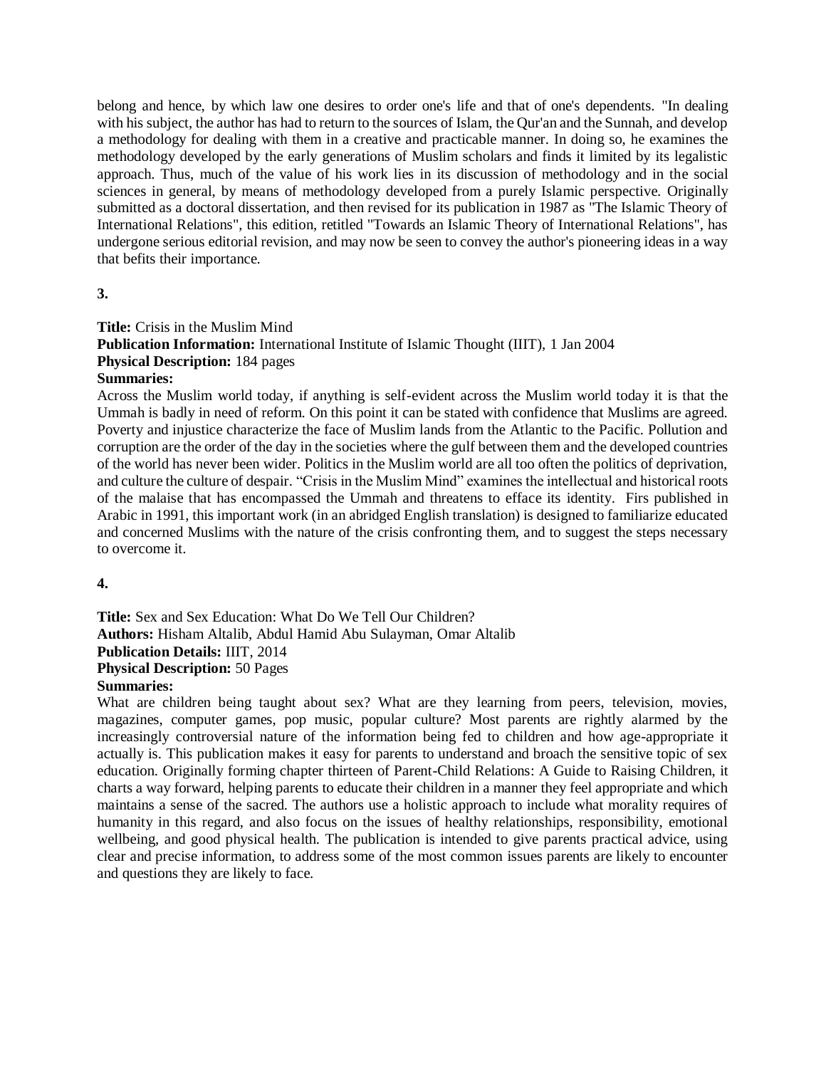belong and hence, by which law one desires to order one's life and that of one's dependents. "In dealing with his subject, the author has had to return to the sources of Islam, the Qur'an and the Sunnah, and develop a methodology for dealing with them in a creative and practicable manner. In doing so, he examines the methodology developed by the early generations of Muslim scholars and finds it limited by its legalistic approach. Thus, much of the value of his work lies in its discussion of methodology and in the social sciences in general, by means of methodology developed from a purely Islamic perspective. Originally submitted as a doctoral dissertation, and then revised for its publication in 1987 as "The Islamic Theory of International Relations", this edition, retitled "Towards an Islamic Theory of International Relations", has undergone serious editorial revision, and may now be seen to convey the author's pioneering ideas in a way that befits their importance.

**3.**

**Title:** Crisis in the Muslim Mind
**Publication Information:** International Institute of Islamic Thought (IIIT), 1 Jan 2004
**Physical Description:** 184 pages
**Summaries:**
Across the Muslim world today, if anything is self-evident across the Muslim world today it is that the Ummah is badly in need of reform. On this point it can be stated with confidence that Muslims are agreed. Poverty and injustice characterize the face of Muslim lands from the Atlantic to the Pacific. Pollution and corruption are the order of the day in the societies where the gulf between them and the developed countries of the world has never been wider. Politics in the Muslim world are all too often the politics of deprivation, and culture the culture of despair. "Crisis in the Muslim Mind" examines the intellectual and historical roots of the malaise that has encompassed the Ummah and threatens to efface its identity. Firs published in Arabic in 1991, this important work (in an abridged English translation) is designed to familiarize educated and concerned Muslims with the nature of the crisis confronting them, and to suggest the steps necessary to overcome it.

**4.**

**Title:** Sex and Sex Education: What Do We Tell Our Children?
**Authors:** Hisham Altalib, Abdul Hamid Abu Sulayman, Omar Altalib
**Publication Details:** IIIT, 2014
**Physical Description:** 50 Pages
**Summaries:**
What are children being taught about sex? What are they learning from peers, television, movies, magazines, computer games, pop music, popular culture? Most parents are rightly alarmed by the increasingly controversial nature of the information being fed to children and how age-appropriate it actually is. This publication makes it easy for parents to understand and broach the sensitive topic of sex education. Originally forming chapter thirteen of Parent-Child Relations: A Guide to Raising Children, it charts a way forward, helping parents to educate their children in a manner they feel appropriate and which maintains a sense of the sacred. The authors use a holistic approach to include what morality requires of humanity in this regard, and also focus on the issues of healthy relationships, responsibility, emotional wellbeing, and good physical health. The publication is intended to give parents practical advice, using clear and precise information, to address some of the most common issues parents are likely to encounter and questions they are likely to face.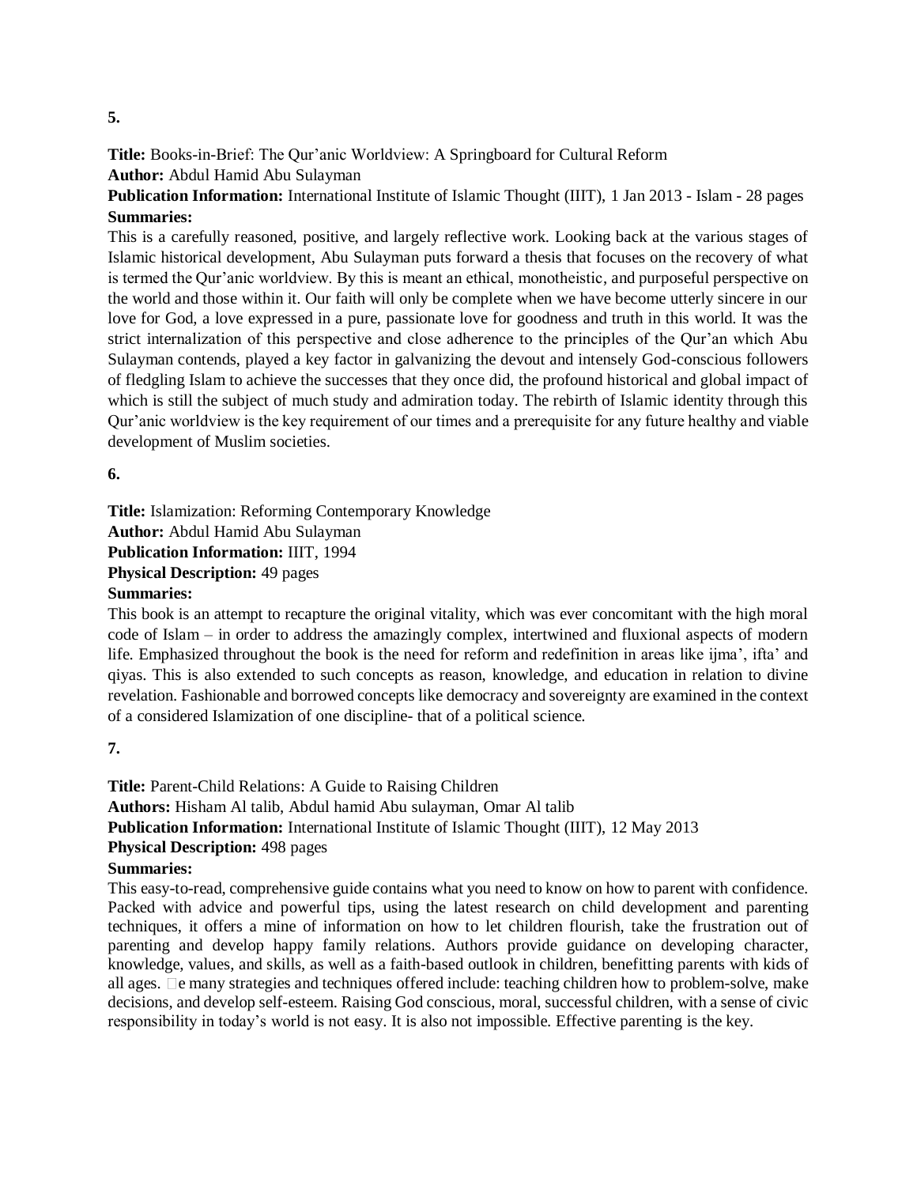**5.**

**Title:** Books-in-Brief: The Qur'anic Worldview: A Springboard for Cultural Reform
**Author:** Abdul Hamid Abu Sulayman
**Publication Information:** International Institute of Islamic Thought (IIIT), 1 Jan 2013 - Islam - 28 pages
**Summaries:**
This is a carefully reasoned, positive, and largely reflective work. Looking back at the various stages of Islamic historical development, Abu Sulayman puts forward a thesis that focuses on the recovery of what is termed the Qur'anic worldview. By this is meant an ethical, monotheistic, and purposeful perspective on the world and those within it. Our faith will only be complete when we have become utterly sincere in our love for God, a love expressed in a pure, passionate love for goodness and truth in this world. It was the strict internalization of this perspective and close adherence to the principles of the Qur'an which Abu Sulayman contends, played a key factor in galvanizing the devout and intensely God-conscious followers of fledgling Islam to achieve the successes that they once did, the profound historical and global impact of which is still the subject of much study and admiration today. The rebirth of Islamic identity through this Qur'anic worldview is the key requirement of our times and a prerequisite for any future healthy and viable development of Muslim societies.

**6.**

**Title:** Islamization: Reforming Contemporary Knowledge
**Author:** Abdul Hamid Abu Sulayman
**Publication Information:** IIIT, 1994
**Physical Description:** 49 pages
**Summaries:**
This book is an attempt to recapture the original vitality, which was ever concomitant with the high moral code of Islam – in order to address the amazingly complex, intertwined and fluxional aspects of modern life. Emphasized throughout the book is the need for reform and redefinition in areas like ijma', ifta' and qiyas. This is also extended to such concepts as reason, knowledge, and education in relation to divine revelation. Fashionable and borrowed concepts like democracy and sovereignty are examined in the context of a considered Islamization of one discipline- that of a political science.

**7.**

**Title:** Parent-Child Relations: A Guide to Raising Children
**Authors:** Hisham Al talib, Abdul hamid Abu sulayman, Omar Al talib
**Publication Information:** International Institute of Islamic Thought (IIIT), 12 May 2013
**Physical Description:** 498 pages
**Summaries:**
This easy-to-read, comprehensive guide contains what you need to know on how to parent with confidence. Packed with advice and powerful tips, using the latest research on child development and parenting techniques, it offers a mine of information on how to let children flourish, take the frustration out of parenting and develop happy family relations. Authors provide guidance on developing character, knowledge, values, and skills, as well as a faith-based outlook in children, benefitting parents with kids of all ages. e many strategies and techniques offered include: teaching children how to problem-solve, make decisions, and develop self-esteem. Raising God conscious, moral, successful children, with a sense of civic responsibility in today's world is not easy. It is also not impossible. Effective parenting is the key.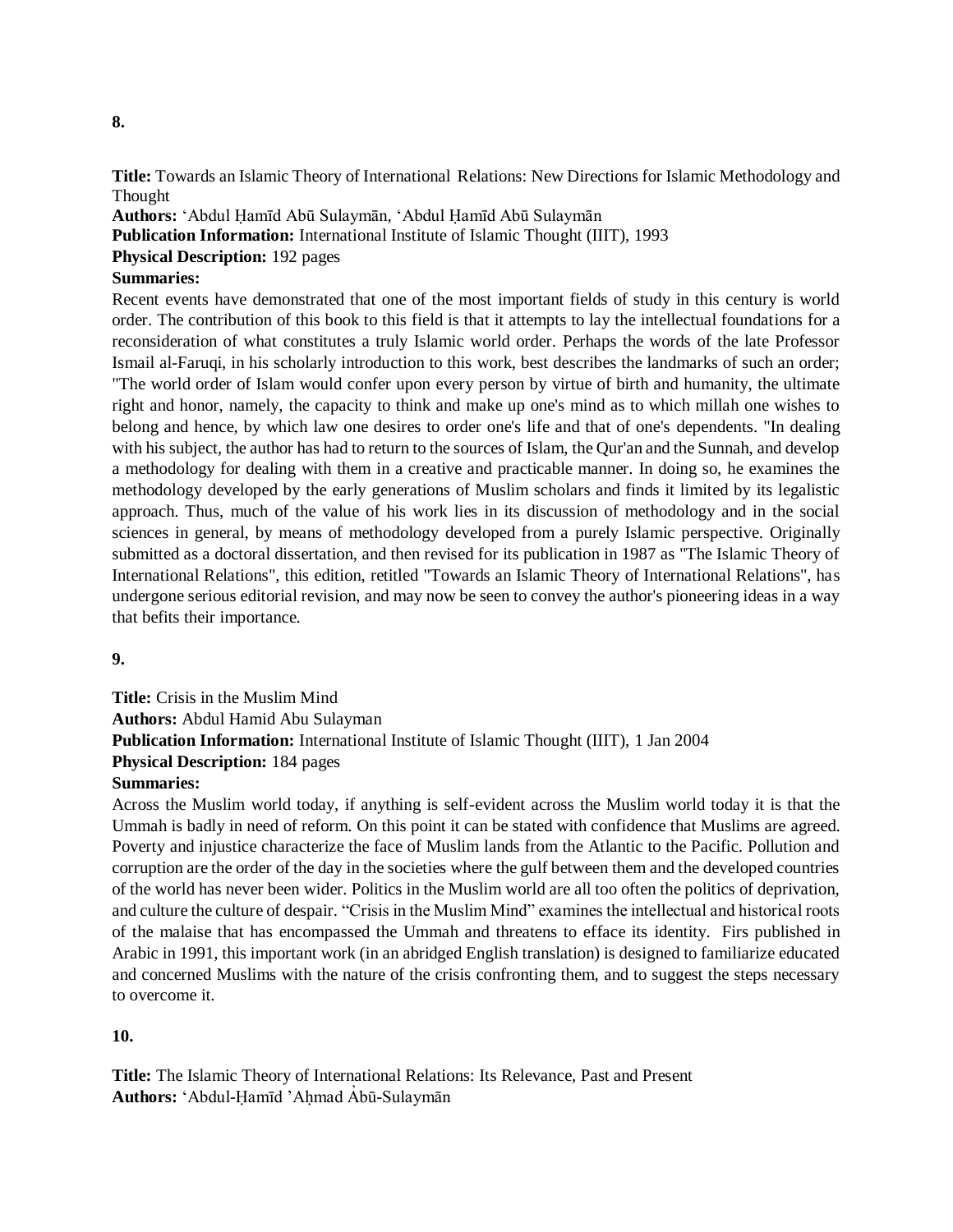**8.**

**Title:** Towards an Islamic Theory of International Relations: New Directions for Islamic Methodology and Thought

**Authors:** ʻAbdul Ḥamīd Abū Sulaymān, ʻAbdul Ḥamīd Abū Sulaymān

**Publication Information:** International Institute of Islamic Thought (IIIT), 1993

**Physical Description:** 192 pages

**Summaries:**

Recent events have demonstrated that one of the most important fields of study in this century is world order. The contribution of this book to this field is that it attempts to lay the intellectual foundations for a reconsideration of what constitutes a truly Islamic world order. Perhaps the words of the late Professor Ismail al-Faruqi, in his scholarly introduction to this work, best describes the landmarks of such an order; "The world order of Islam would confer upon every person by virtue of birth and humanity, the ultimate right and honor, namely, the capacity to think and make up one's mind as to which millah one wishes to belong and hence, by which law one desires to order one's life and that of one's dependents. "In dealing with his subject, the author has had to return to the sources of Islam, the Qur'an and the Sunnah, and develop a methodology for dealing with them in a creative and practicable manner. In doing so, he examines the methodology developed by the early generations of Muslim scholars and finds it limited by its legalistic approach. Thus, much of the value of his work lies in its discussion of methodology and in the social sciences in general, by means of methodology developed from a purely Islamic perspective. Originally submitted as a doctoral dissertation, and then revised for its publication in 1987 as "The Islamic Theory of International Relations", this edition, retitled "Towards an Islamic Theory of International Relations", has undergone serious editorial revision, and may now be seen to convey the author's pioneering ideas in a way that befits their importance.

**9.**

**Title:** Crisis in the Muslim Mind

**Authors:** Abdul Hamid Abu Sulayman

**Publication Information:** International Institute of Islamic Thought (IIIT), 1 Jan 2004

**Physical Description:** 184 pages

**Summaries:**

Across the Muslim world today, if anything is self-evident across the Muslim world today it is that the Ummah is badly in need of reform. On this point it can be stated with confidence that Muslims are agreed. Poverty and injustice characterize the face of Muslim lands from the Atlantic to the Pacific. Pollution and corruption are the order of the day in the societies where the gulf between them and the developed countries of the world has never been wider. Politics in the Muslim world are all too often the politics of deprivation, and culture the culture of despair. "Crisis in the Muslim Mind" examines the intellectual and historical roots of the malaise that has encompassed the Ummah and threatens to efface its identity. Firs published in Arabic in 1991, this important work (in an abridged English translation) is designed to familiarize educated and concerned Muslims with the nature of the crisis confronting them, and to suggest the steps necessary to overcome it.

**10.**

**Title:** The Islamic Theory of International Relations: Its Relevance, Past and Present

**Authors:** ʻAbdul-Ḥamīd ʼAḥmad Ȧbū-Sulaymān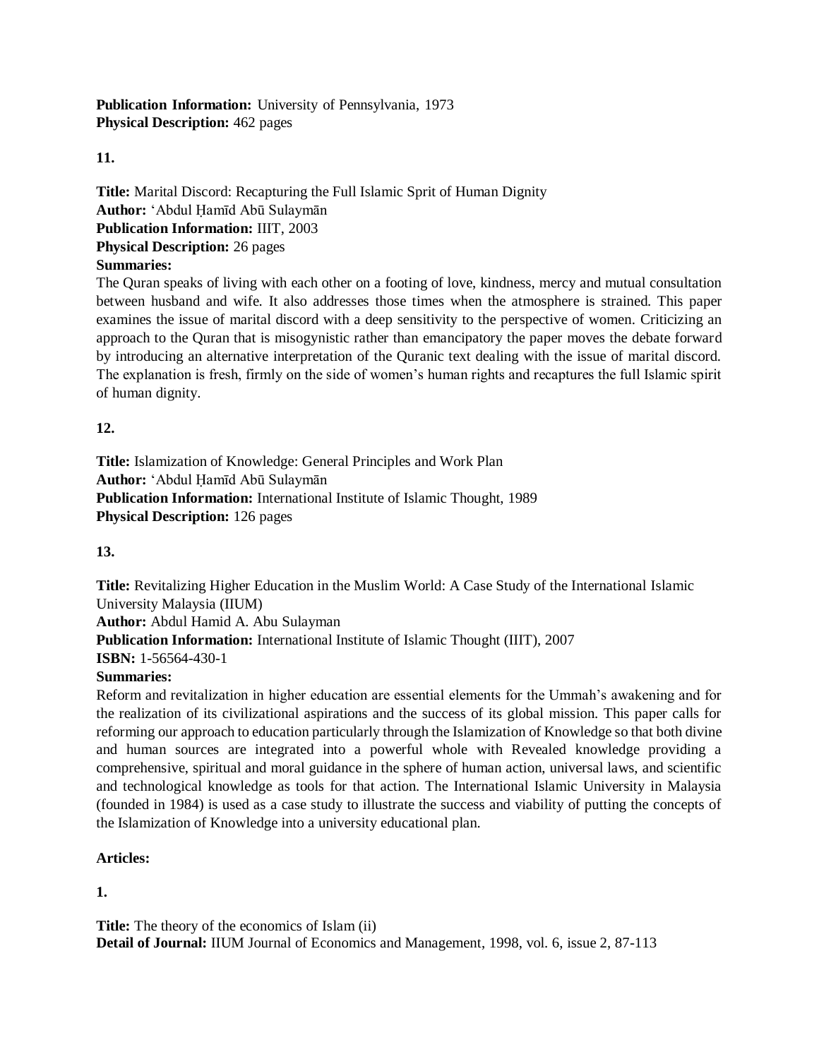**Publication Information:** University of Pennsylvania, 1973
**Physical Description:** 462 pages

**11.**

**Title:** Marital Discord: Recapturing the Full Islamic Sprit of Human Dignity
**Author:** ‘Abdul Ḥamīd Abū Sulaymān
**Publication Information:** IIIT, 2003
**Physical Description:** 26 pages
**Summaries:**
The Quran speaks of living with each other on a footing of love, kindness, mercy and mutual consultation between husband and wife. It also addresses those times when the atmosphere is strained. This paper examines the issue of marital discord with a deep sensitivity to the perspective of women. Criticizing an approach to the Quran that is misogynistic rather than emancipatory the paper moves the debate forward by introducing an alternative interpretation of the Quranic text dealing with the issue of marital discord. The explanation is fresh, firmly on the side of women’s human rights and recaptures the full Islamic spirit of human dignity.

**12.**

**Title:** Islamization of Knowledge: General Principles and Work Plan
**Author:** ‘Abdul Ḥamīd Abū Sulaymān
**Publication Information:** International Institute of Islamic Thought, 1989
**Physical Description:** 126 pages

**13.**

**Title:** Revitalizing Higher Education in the Muslim World: A Case Study of the International Islamic University Malaysia (IIUM)
**Author:** Abdul Hamid A. Abu Sulayman
**Publication Information:** International Institute of Islamic Thought (IIIT), 2007
**ISBN:** 1-56564-430-1
**Summaries:**
Reform and revitalization in higher education are essential elements for the Ummah’s awakening and for the realization of its civilizational aspirations and the success of its global mission. This paper calls for reforming our approach to education particularly through the Islamization of Knowledge so that both divine and human sources are integrated into a powerful whole with Revealed knowledge providing a comprehensive, spiritual and moral guidance in the sphere of human action, universal laws, and scientific and technological knowledge as tools for that action. The International Islamic University in Malaysia (founded in 1984) is used as a case study to illustrate the success and viability of putting the concepts of the Islamization of Knowledge into a university educational plan.

**Articles:**

**1.**

**Title:** The theory of the economics of Islam (ii)
**Detail of Journal:** IIUM Journal of Economics and Management, 1998, vol. 6, issue 2, 87-113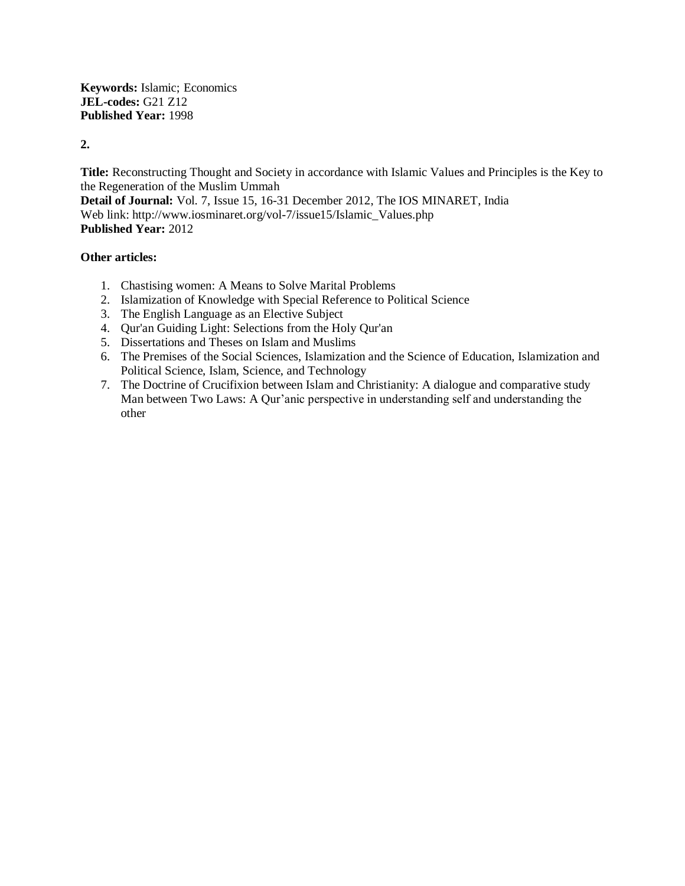**Keywords:** Islamic; Economics
**JEL-codes:** G21 Z12
**Published Year:** 1998

**2.**

**Title:** Reconstructing Thought and Society in accordance with Islamic Values and Principles is the Key to the Regeneration of the Muslim Ummah
**Detail of Journal:** Vol. 7, Issue 15, 16-31 December 2012, The IOS MINARET, India
Web link: http://www.iosminaret.org/vol-7/issue15/Islamic_Values.php
**Published Year:** 2012

**Other articles:**

1. Chastising women: A Means to Solve Marital Problems
2. Islamization of Knowledge with Special Reference to Political Science
3. The English Language as an Elective Subject
4. Qur'an Guiding Light: Selections from the Holy Qur'an
5. Dissertations and Theses on Islam and Muslims
6. The Premises of the Social Sciences, Islamization and the Science of Education, Islamization and Political Science, Islam, Science, and Technology
7. The Doctrine of Crucifixion between Islam and Christianity: A dialogue and comparative study
   Man between Two Laws: A Qur'anic perspective in understanding self and understanding the other